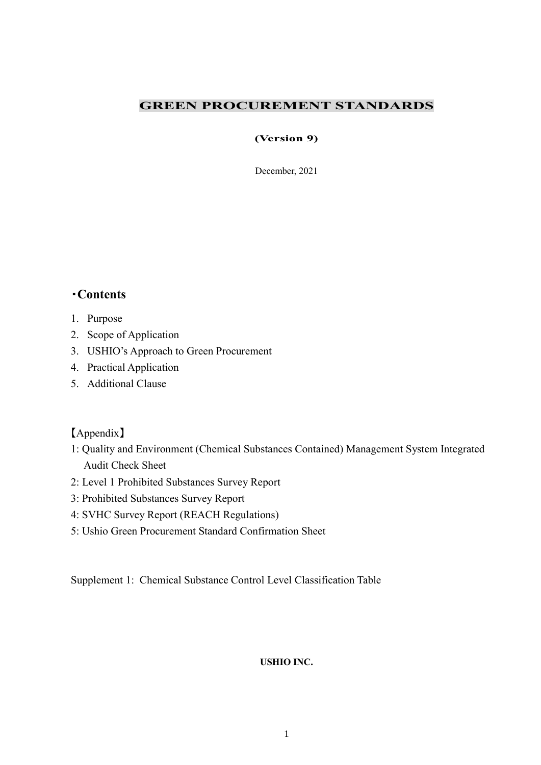# GREEN PROCUREMENT STANDARDS

**(Version 9)**

December, 2021

## ・Contents

1. Purpose
2. Scope of Application
3. USHIO's Approach to Green Procurement
4. Practical Application
5. Additional Clause

【Appendix】

1: Quality and Environment (Chemical Substances Contained) Management System Integrated Audit Check Sheet

2: Level 1 Prohibited Substances Survey Report

3: Prohibited Substances Survey Report

4: SVHC Survey Report (REACH Regulations)

5: Ushio Green Procurement Standard Confirmation Sheet

Supplement 1: Chemical Substance Control Level Classification Table

**USHIO INC.**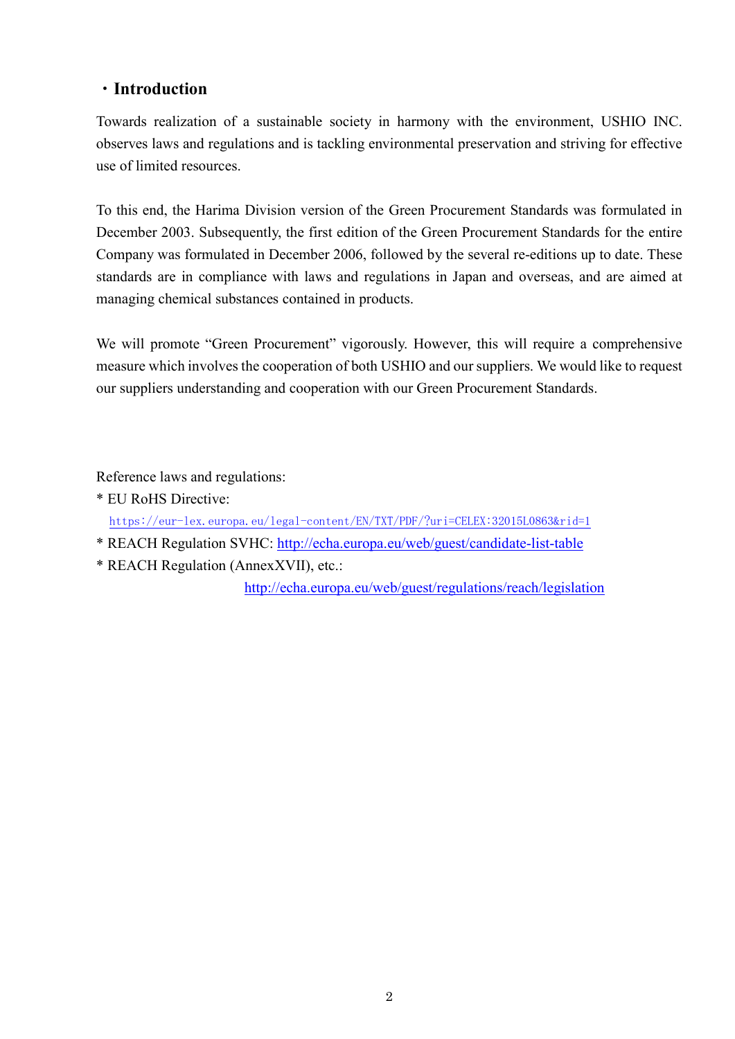## ・Introduction

Towards realization of a sustainable society in harmony with the environment, USHIO INC. observes laws and regulations and is tackling environmental preservation and striving for effective use of limited resources.

To this end, the Harima Division version of the Green Procurement Standards was formulated in December 2003. Subsequently, the first edition of the Green Procurement Standards for the entire Company was formulated in December 2006, followed by the several re-editions up to date. These standards are in compliance with laws and regulations in Japan and overseas, and are aimed at managing chemical substances contained in products.

We will promote "Green Procurement" vigorously. However, this will require a comprehensive measure which involves the cooperation of both USHIO and our suppliers. We would like to request our suppliers understanding and cooperation with our Green Procurement Standards.

Reference laws and regulations:

* EU RoHS Directive:
  https://eur-lex.europa.eu/legal-content/EN/TXT/PDF/?uri=CELEX:32015L0863&rid=1
* REACH Regulation SVHC: http://echa.europa.eu/web/guest/candidate-list-table
* REACH Regulation (AnnexXVII), etc.:
  http://echa.europa.eu/web/guest/regulations/reach/legislation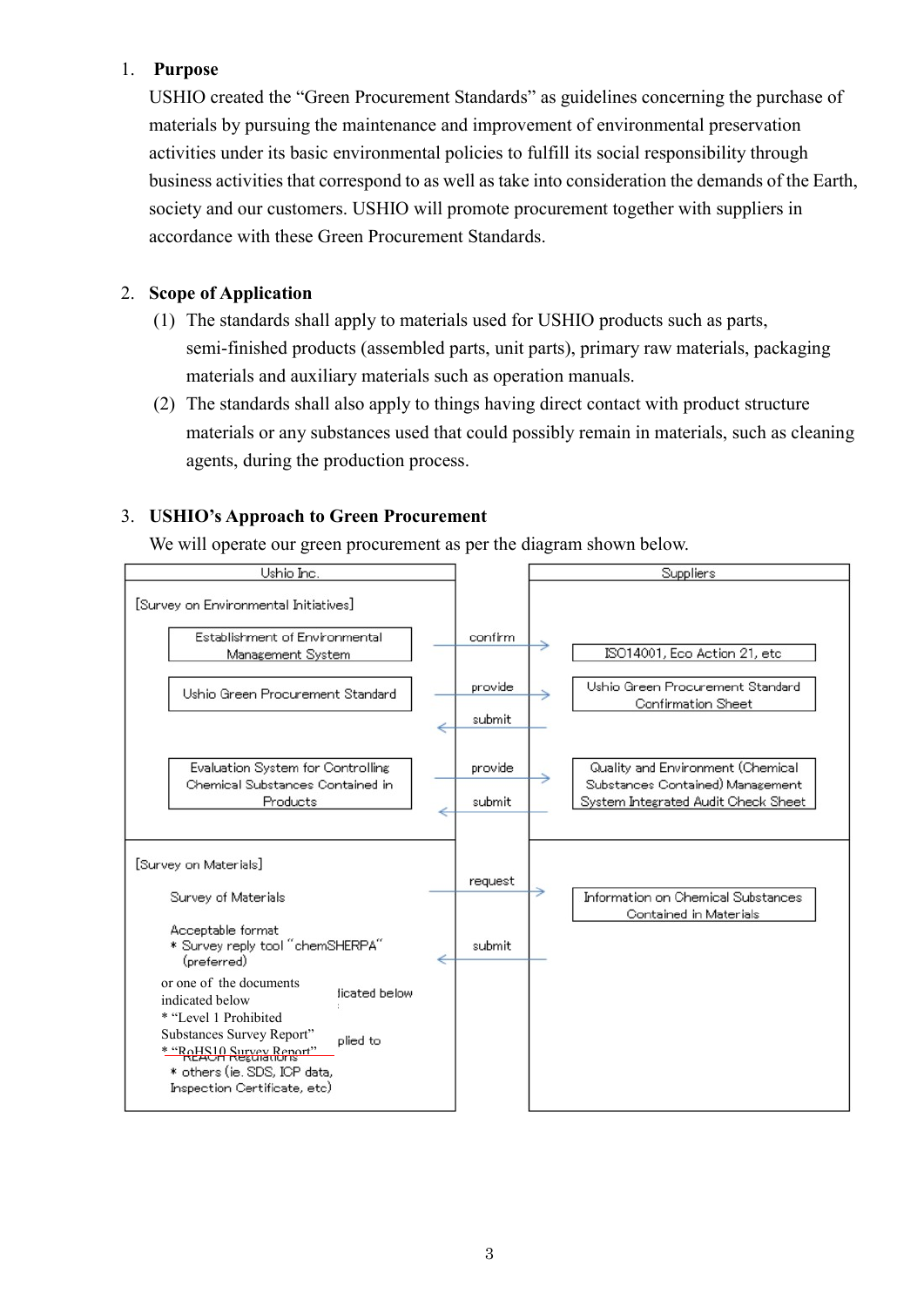1. **Purpose**

   USHIO created the "Green Procurement Standards" as guidelines concerning the purchase of materials by pursuing the maintenance and improvement of environmental preservation activities under its basic environmental policies to fulfill its social responsibility through business activities that correspond to as well as take into consideration the demands of the Earth, society and our customers. USHIO will promote procurement together with suppliers in accordance with these Green Procurement Standards.

2. **Scope of Application**

   (1) The standards shall apply to materials used for USHIO products such as parts, semi-finished products (assembled parts, unit parts), primary raw materials, packaging materials and auxiliary materials such as operation manuals.

   (2) The standards shall also apply to things having direct contact with product structure materials or any substances used that could possibly remain in materials, such as cleaning agents, during the production process.

3. **USHIO's Approach to Green Procurement**

   We will operate our green procurement as per the diagram shown below.

| Ushio Inc. | | Suppliers |
|---|---|---|
| **[Survey on Environmental Initiatives]** | | |
| Establishment of Environmental Management System | confirm → | ISO14001, Eco Action 21, etc |
| Ushio Green Procurement Standard | provide → / ← submit | Ushio Green Procurement Standard Confirmation Sheet |
| Evaluation System for Controlling Chemical Substances Contained in Products | provide → / ← submit | Quality and Environment (Chemical Substances Contained) Management System Integrated Audit Check Sheet |
| **[Survey on Materials]** | | |
| Survey of Materials | request → | Information on Chemical Substances Contained in Materials |
| Acceptable format<br>* Survey reply tool "chemSHERPA" (preferred)<br>or one of the documents indicated below<br>* "Level 1 Prohibited Substances Survey Report"<br>* "RoHS10 Survey Report"<br>* others (ie. SDS, ICP data, Inspection Certificate, etc) | ← submit | |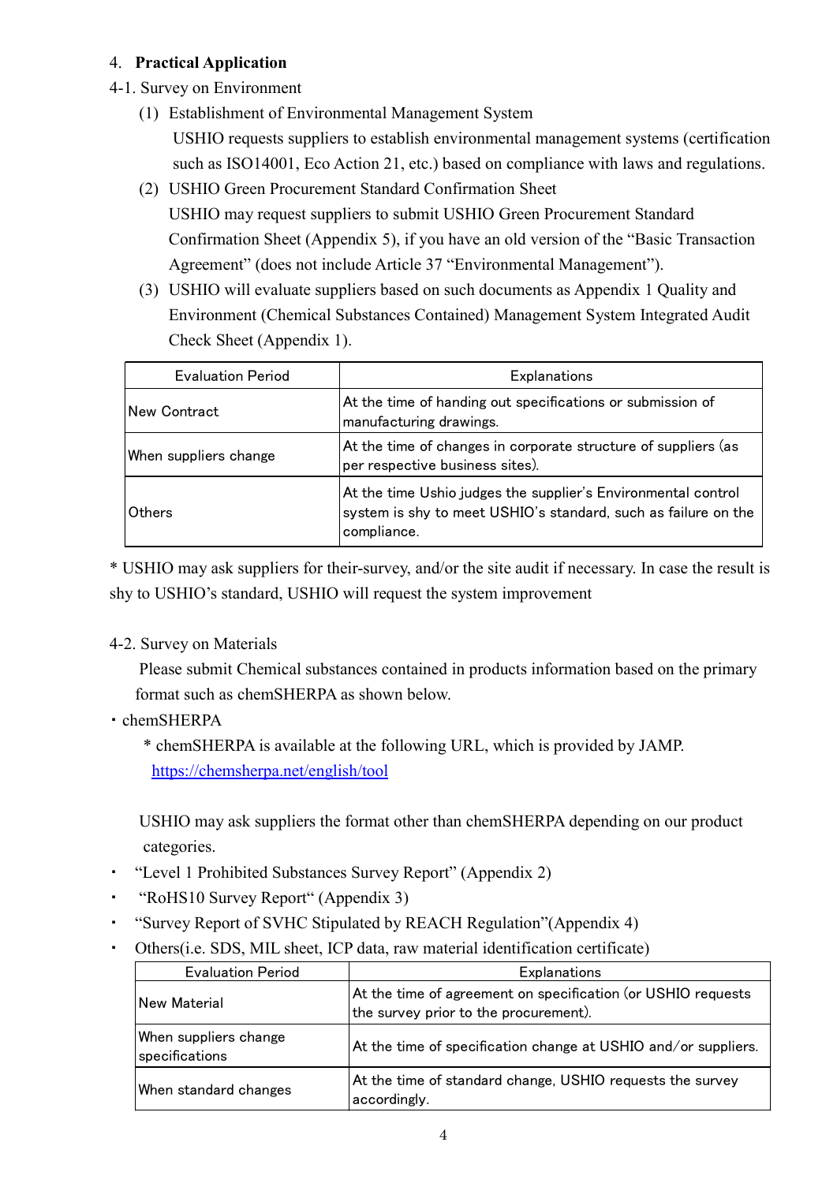## 4. **Practical Application**

4-1. Survey on Environment

(1) Establishment of Environmental Management System

USHIO requests suppliers to establish environmental management systems (certification such as ISO14001, Eco Action 21, etc.) based on compliance with laws and regulations.

(2) USHIO Green Procurement Standard Confirmation Sheet

USHIO may request suppliers to submit USHIO Green Procurement Standard Confirmation Sheet (Appendix 5), if you have an old version of the "Basic Transaction Agreement" (does not include Article 37 "Environmental Management").

(3) USHIO will evaluate suppliers based on such documents as Appendix 1 Quality and Environment (Chemical Substances Contained) Management System Integrated Audit Check Sheet (Appendix 1).

| Evaluation Period | Explanations |
|---|---|
| New Contract | At the time of handing out specifications or submission of manufacturing drawings. |
| When suppliers change | At the time of changes in corporate structure of suppliers (as per respective business sites). |
| Others | At the time Ushio judges the supplier's Environmental control system is shy to meet USHIO's standard, such as failure on the compliance. |

* USHIO may ask suppliers for their-survey, and/or the site audit if necessary. In case the result is shy to USHIO's standard, USHIO will request the system improvement

4-2. Survey on Materials

Please submit Chemical substances contained in products information based on the primary format such as chemSHERPA as shown below.

・chemSHERPA

* chemSHERPA is available at the following URL, which is provided by JAMP.
https://chemsherpa.net/english/tool

USHIO may ask suppliers the format other than chemSHERPA depending on our product categories.

- "Level 1 Prohibited Substances Survey Report" (Appendix 2)
- "RoHS10 Survey Report" (Appendix 3)
- "Survey Report of SVHC Stipulated by REACH Regulation"(Appendix 4)
- Others(i.e. SDS, MIL sheet, ICP data, raw material identification certificate)

| Evaluation Period | Explanations |
|---|---|
| New Material | At the time of agreement on specification (or USHIO requests the survey prior to the procurement). |
| When suppliers change specifications | At the time of specification change at USHIO and/or suppliers. |
| When standard changes | At the time of standard change, USHIO requests the survey accordingly. |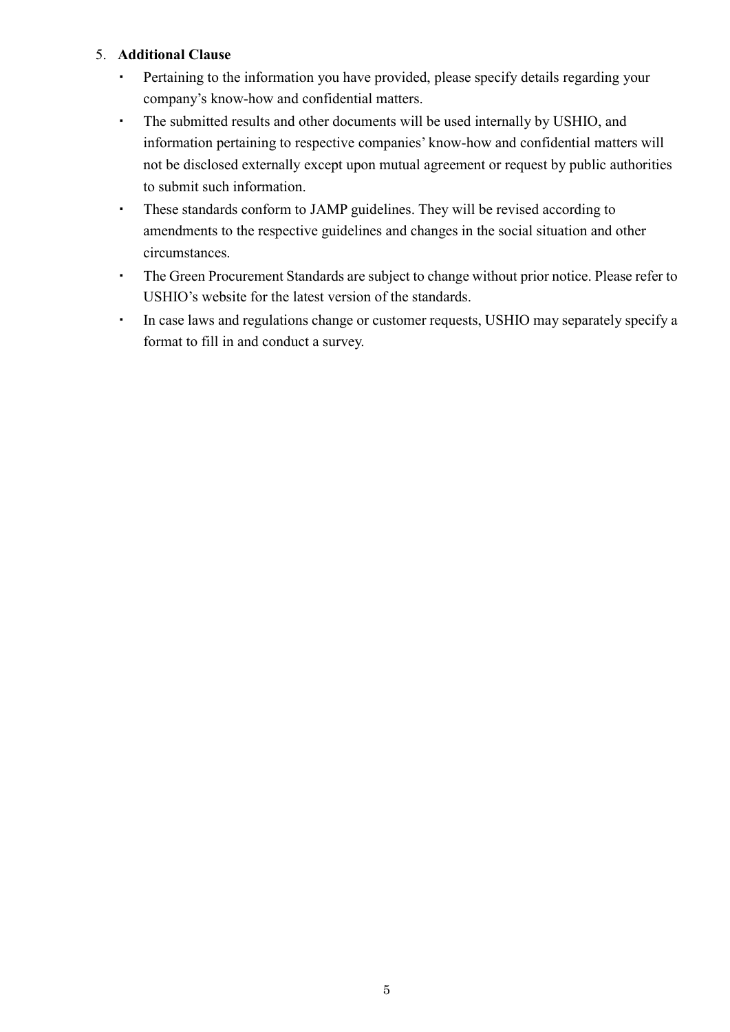5. **Additional Clause**

- Pertaining to the information you have provided, please specify details regarding your company's know-how and confidential matters.
- The submitted results and other documents will be used internally by USHIO, and information pertaining to respective companies' know-how and confidential matters will not be disclosed externally except upon mutual agreement or request by public authorities to submit such information.
- These standards conform to JAMP guidelines. They will be revised according to amendments to the respective guidelines and changes in the social situation and other circumstances.
- The Green Procurement Standards are subject to change without prior notice. Please refer to USHIO's website for the latest version of the standards.
- In case laws and regulations change or customer requests, USHIO may separately specify a format to fill in and conduct a survey.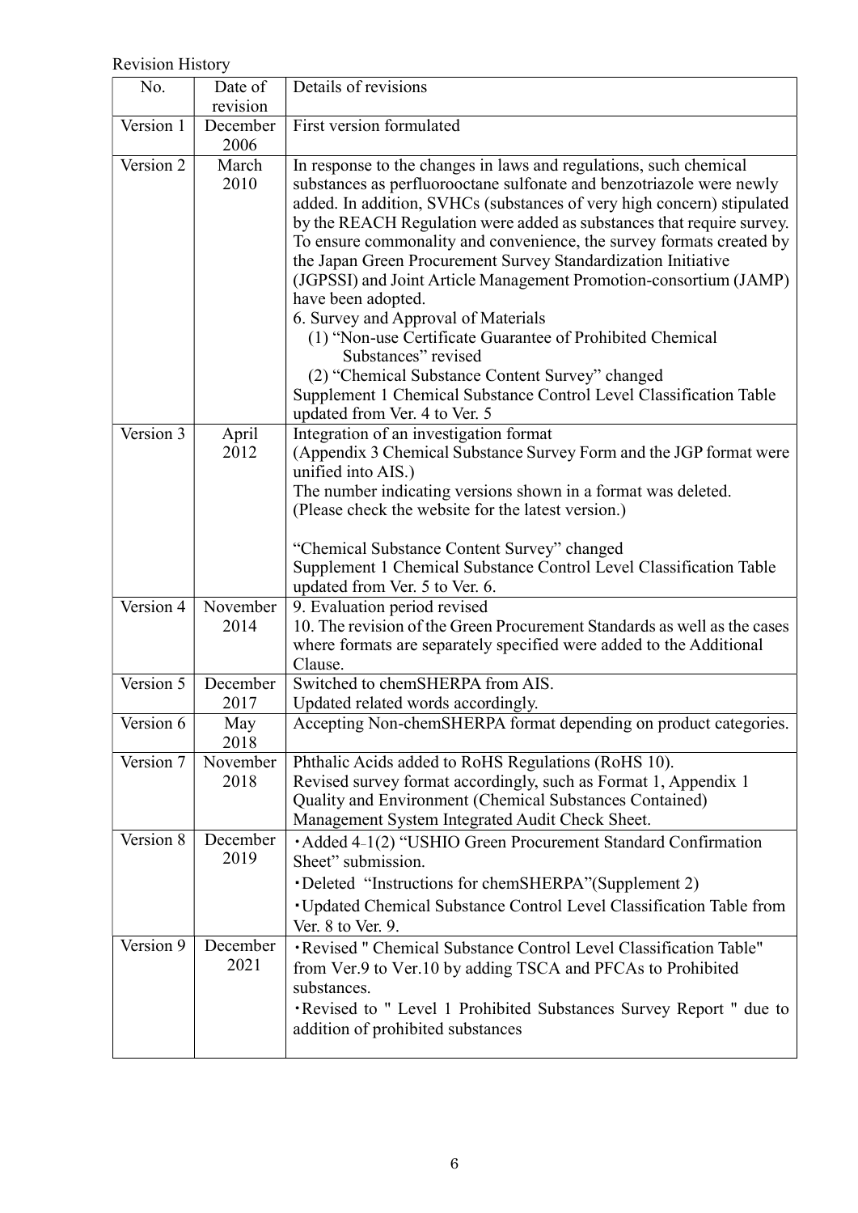Revision History

| No. | Date of revision | Details of revisions |
| --- | --- | --- |
| Version 1 | December 2006 | First version formulated |
| Version 2 | March 2010 | In response to the changes in laws and regulations, such chemical substances as perfluorooctane sulfonate and benzotriazole were newly added. In addition, SVHCs (substances of very high concern) stipulated by the REACH Regulation were added as substances that require survey. To ensure commonality and convenience, the survey formats created by the Japan Green Procurement Survey Standardization Initiative (JGPSSI) and Joint Article Management Promotion-consortium (JAMP) have been adopted.<br>6. Survey and Approval of Materials<br>(1) "Non-use Certificate Guarantee of Prohibited Chemical Substances" revised<br>(2) "Chemical Substance Content Survey" changed<br>Supplement 1 Chemical Substance Control Level Classification Table updated from Ver. 4 to Ver. 5 |
| Version 3 | April 2012 | Integration of an investigation format<br>(Appendix 3 Chemical Substance Survey Form and the JGP format were unified into AIS.)<br>The number indicating versions shown in a format was deleted.<br>(Please check the website for the latest version.)<br><br>"Chemical Substance Content Survey" changed<br>Supplement 1 Chemical Substance Control Level Classification Table updated from Ver. 5 to Ver. 6. |
| Version 4 | November 2014 | 9. Evaluation period revised<br>10. The revision of the Green Procurement Standards as well as the cases where formats are separately specified were added to the Additional Clause. |
| Version 5 | December 2017 | Switched to chemSHERPA from AIS.<br>Updated related words accordingly. |
| Version 6 | May 2018 | Accepting Non-chemSHERPA format depending on product categories. |
| Version 7 | November 2018 | Phthalic Acids added to RoHS Regulations (RoHS 10).<br>Revised survey format accordingly, such as Format 1, Appendix 1 Quality and Environment (Chemical Substances Contained) Management System Integrated Audit Check Sheet. |
| Version 8 | December 2019 | ・Added 4-1(2) "USHIO Green Procurement Standard Confirmation Sheet" submission.<br>・Deleted "Instructions for chemSHERPA"(Supplement 2)<br>・Updated Chemical Substance Control Level Classification Table from Ver. 8 to Ver. 9. |
| Version 9 | December 2021 | ・Revised " Chemical Substance Control Level Classification Table" from Ver.9 to Ver.10 by adding TSCA and PFCAs to Prohibited substances.<br>・Revised to " Level 1 Prohibited Substances Survey Report " due to addition of prohibited substances |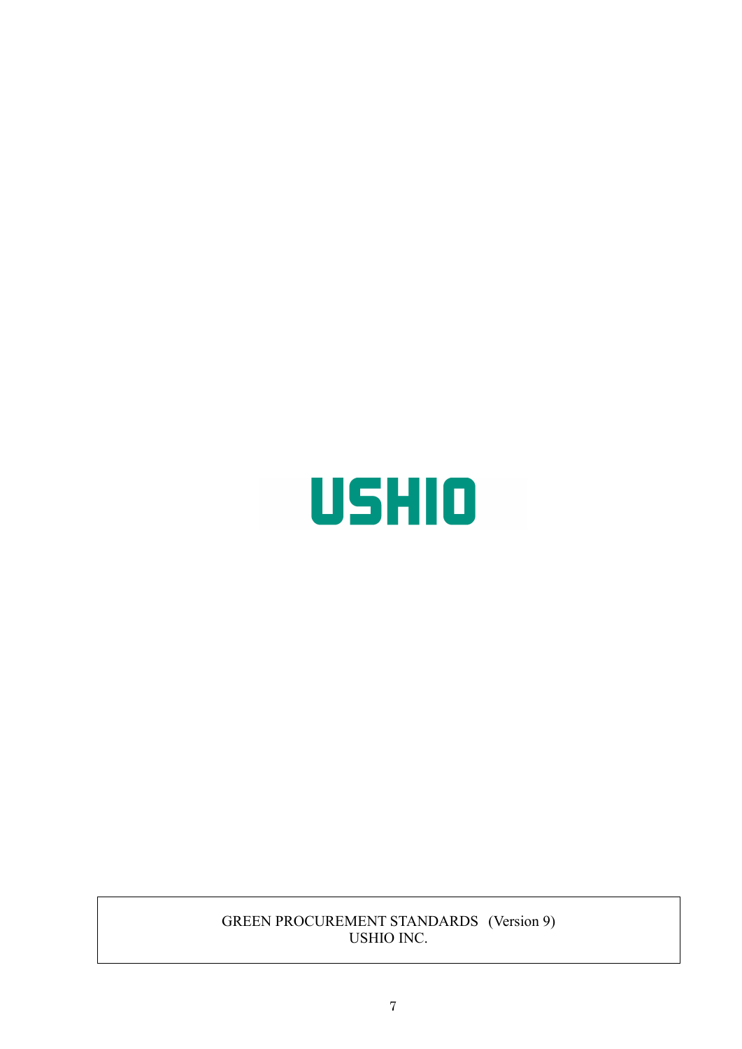USHIO

GREEN PROCUREMENT STANDARDS (Version 9)
USHIO INC.